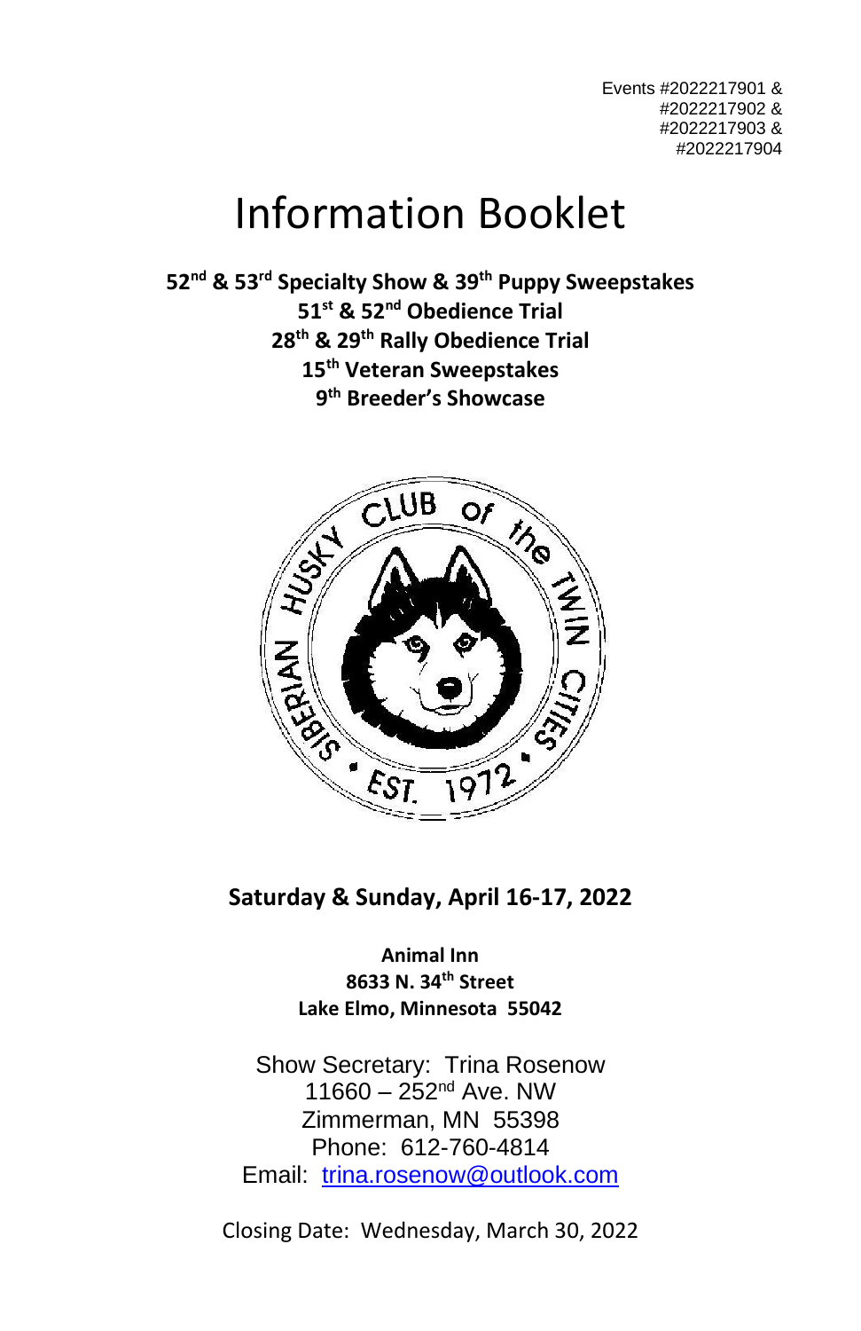Events #2022217901 &
#2022217902 &
#2022217903 &
#2022217904

# Information Booklet

**52nd & 53rd Specialty Show & 39th Puppy Sweepstakes**
**51st & 52nd Obedience Trial**
**28th & 29th Rally Obedience Trial**
**15th Veteran Sweepstakes**
**9th Breeder's Showcase**

**Saturday & Sunday, April 16-17, 2022**

**Animal Inn**
**8633 N. 34th Street**
**Lake Elmo, Minnesota 55042**

Show Secretary: Trina Rosenow
11660 – 252nd Ave. NW
Zimmerman, MN 55398
Phone: 612-760-4814
Email: trina.rosenow@outlook.com

Closing Date: Wednesday, March 30, 2022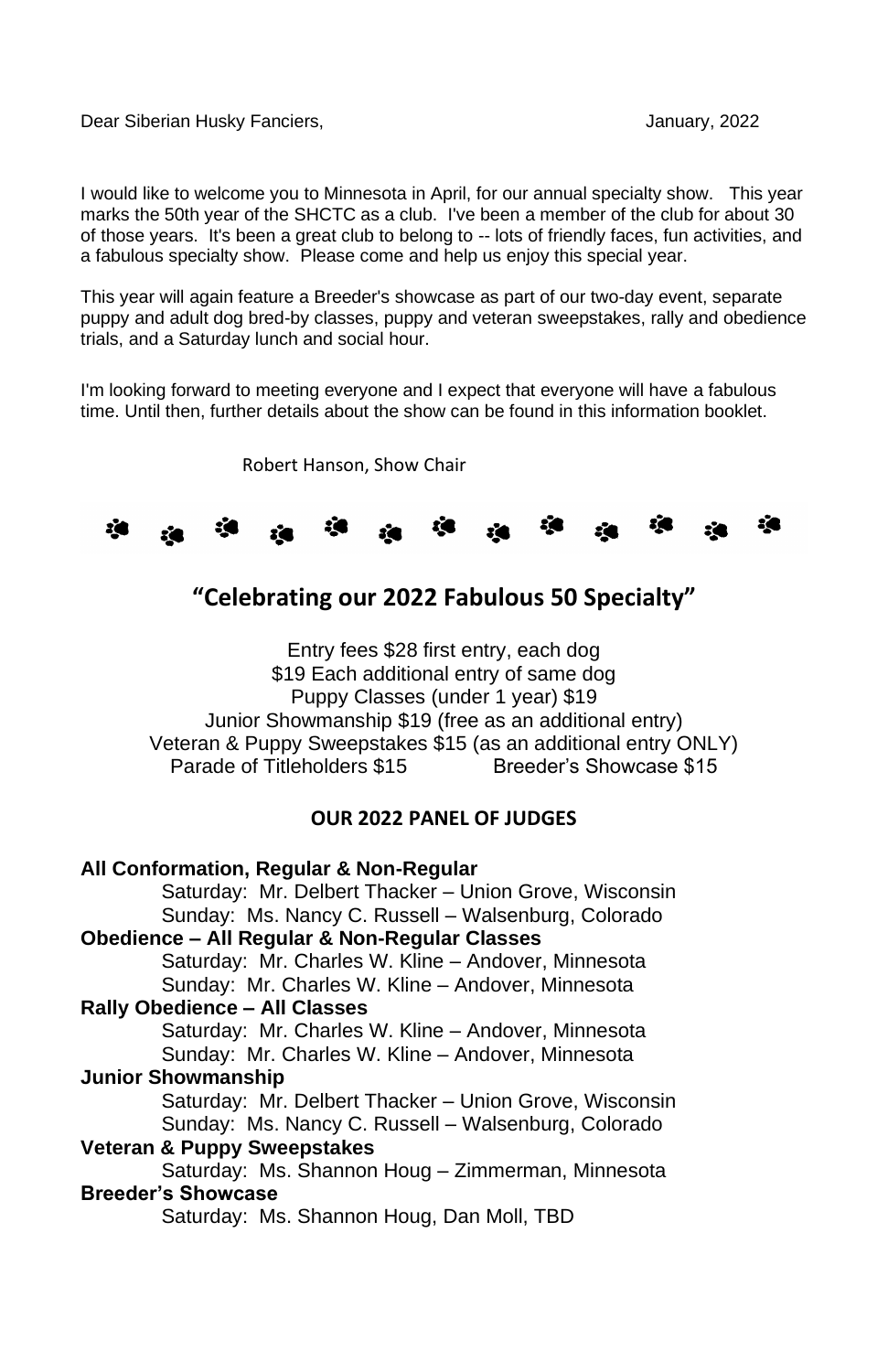Dear Siberian Husky Fanciers, January, 2022

I would like to welcome you to Minnesota in April, for our annual specialty show. This year marks the 50th year of the SHCTC as a club. I've been a member of the club for about 30 of those years. It's been a great club to belong to -- lots of friendly faces, fun activities, and a fabulous specialty show. Please come and help us enjoy this special year.

This year will again feature a Breeder's showcase as part of our two-day event, separate puppy and adult dog bred-by classes, puppy and veteran sweepstakes, rally and obedience trials, and a Saturday lunch and social hour.

I'm looking forward to meeting everyone and I expect that everyone will have a fabulous time. Until then, further details about the show can be found in this information booklet.

Robert Hanson, Show Chair

## "Celebrating our 2022 Fabulous 50 Specialty"

Entry fees $28 first entry, each dog
$19 Each additional entry of same dog
Puppy Classes (under 1 year) $19
Junior Showmanship $19 (free as an additional entry)
Veteran & Puppy Sweepstakes $15 (as an additional entry ONLY)
Parade of Titleholders $15 Breeder's Showcase $15

### OUR 2022 PANEL OF JUDGES

**All Conformation, Regular & Non-Regular**
Saturday: Mr. Delbert Thacker – Union Grove, Wisconsin
Sunday: Ms. Nancy C. Russell – Walsenburg, Colorado

**Obedience – All Regular & Non-Regular Classes**
Saturday: Mr. Charles W. Kline – Andover, Minnesota
Sunday: Mr. Charles W. Kline – Andover, Minnesota

**Rally Obedience – All Classes**
Saturday: Mr. Charles W. Kline – Andover, Minnesota
Sunday: Mr. Charles W. Kline – Andover, Minnesota

**Junior Showmanship**
Saturday: Mr. Delbert Thacker – Union Grove, Wisconsin
Sunday: Ms. Nancy C. Russell – Walsenburg, Colorado

**Veteran & Puppy Sweepstakes**
Saturday: Ms. Shannon Houg – Zimmerman, Minnesota

**Breeder's Showcase**
Saturday: Ms. Shannon Houg, Dan Moll, TBD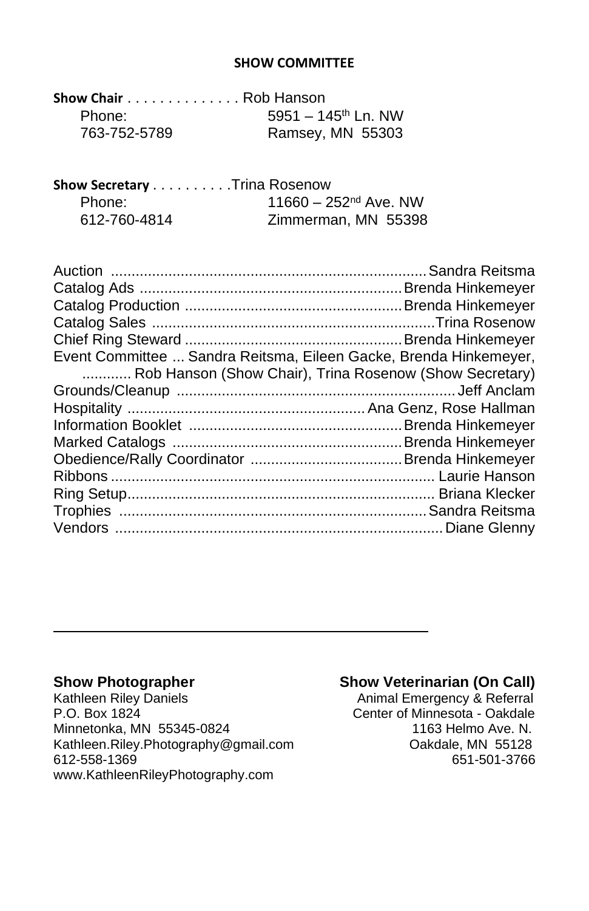## SHOW COMMITTEE

**Show Chair** . . . . . . . . . . . . . . Rob Hanson

Phone: 763-752-5789

5951 – 145th Ln. NW
Ramsey, MN 55303

**Show Secretary** . . . . . . . . . .Trina Rosenow

Phone: 612-760-4814

11660 – 252nd Ave. NW
Zimmerman, MN 55398

Auction ........ Sandra Reitsma
Catalog Ads ........ Brenda Hinkemeyer
Catalog Production ........ Brenda Hinkemeyer
Catalog Sales ........ Trina Rosenow
Chief Ring Steward ........ Brenda Hinkemeyer
Event Committee ... Sandra Reitsma, Eileen Gacke, Brenda Hinkemeyer, ........... Rob Hanson (Show Chair), Trina Rosenow (Show Secretary)
Grounds/Cleanup ........ Jeff Anclam
Hospitality ........ Ana Genz, Rose Hallman
Information Booklet ........ Brenda Hinkemeyer
Marked Catalogs ........ Brenda Hinkemeyer
Obedience/Rally Coordinator ........ Brenda Hinkemeyer
Ribbons ........ Laurie Hanson
Ring Setup ........ Briana Klecker
Trophies ........ Sandra Reitsma
Vendors ........ Diane Glenny

---

**Show Photographer**
Kathleen Riley Daniels
P.O. Box 1824
Minnetonka, MN 55345-0824
Kathleen.Riley.Photography@gmail.com
612-558-1369
www.KathleenRileyPhotography.com

**Show Veterinarian (On Call)**
Animal Emergency & Referral
Center of Minnesota - Oakdale
1163 Helmo Ave. N.
Oakdale, MN 55128
651-501-3766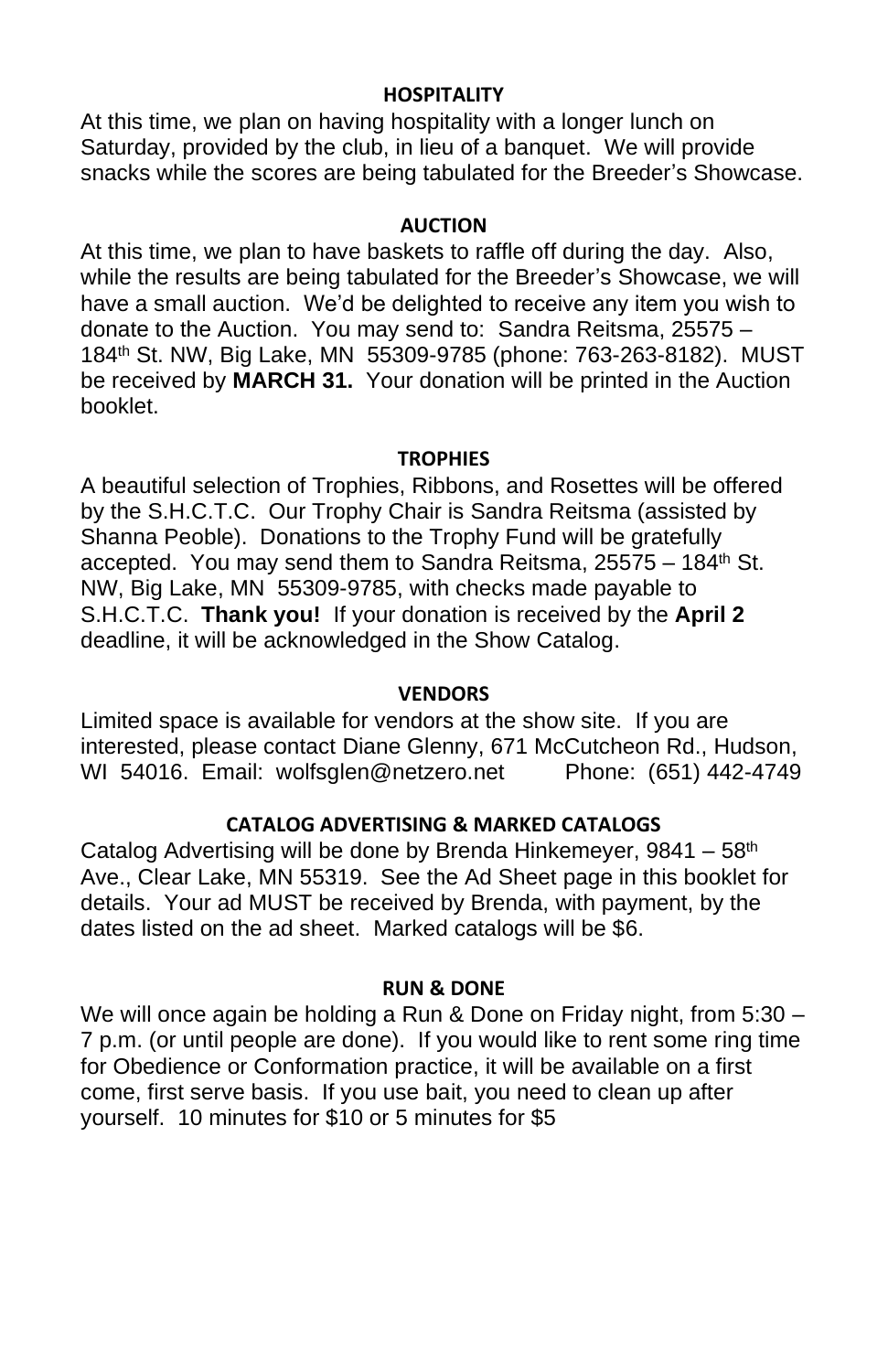## HOSPITALITY

At this time, we plan on having hospitality with a longer lunch on Saturday, provided by the club, in lieu of a banquet. We will provide snacks while the scores are being tabulated for the Breeder's Showcase.

## AUCTION

At this time, we plan to have baskets to raffle off during the day. Also, while the results are being tabulated for the Breeder's Showcase, we will have a small auction. We'd be delighted to receive any item you wish to donate to the Auction. You may send to: Sandra Reitsma, 25575 – 184th St. NW, Big Lake, MN 55309-9785 (phone: 763-263-8182). MUST be received by **MARCH 31.** Your donation will be printed in the Auction booklet.

## TROPHIES

A beautiful selection of Trophies, Ribbons, and Rosettes will be offered by the S.H.C.T.C. Our Trophy Chair is Sandra Reitsma (assisted by Shanna Peoble). Donations to the Trophy Fund will be gratefully accepted. You may send them to Sandra Reitsma, 25575 – 184th St. NW, Big Lake, MN 55309-9785, with checks made payable to S.H.C.T.C. **Thank you!** If your donation is received by the **April 2** deadline, it will be acknowledged in the Show Catalog.

## VENDORS

Limited space is available for vendors at the show site. If you are interested, please contact Diane Glenny, 671 McCutcheon Rd., Hudson, WI 54016. Email: wolfsglen@netzero.net Phone: (651) 442-4749

## CATALOG ADVERTISING & MARKED CATALOGS

Catalog Advertising will be done by Brenda Hinkemeyer, 9841 – 58th Ave., Clear Lake, MN 55319. See the Ad Sheet page in this booklet for details. Your ad MUST be received by Brenda, with payment, by the dates listed on the ad sheet. Marked catalogs will be $6.

## RUN & DONE

We will once again be holding a Run & Done on Friday night, from 5:30 – 7 p.m. (or until people are done). If you would like to rent some ring time for Obedience or Conformation practice, it will be available on a first come, first serve basis. If you use bait, you need to clean up after yourself. 10 minutes for $10 or 5 minutes for $5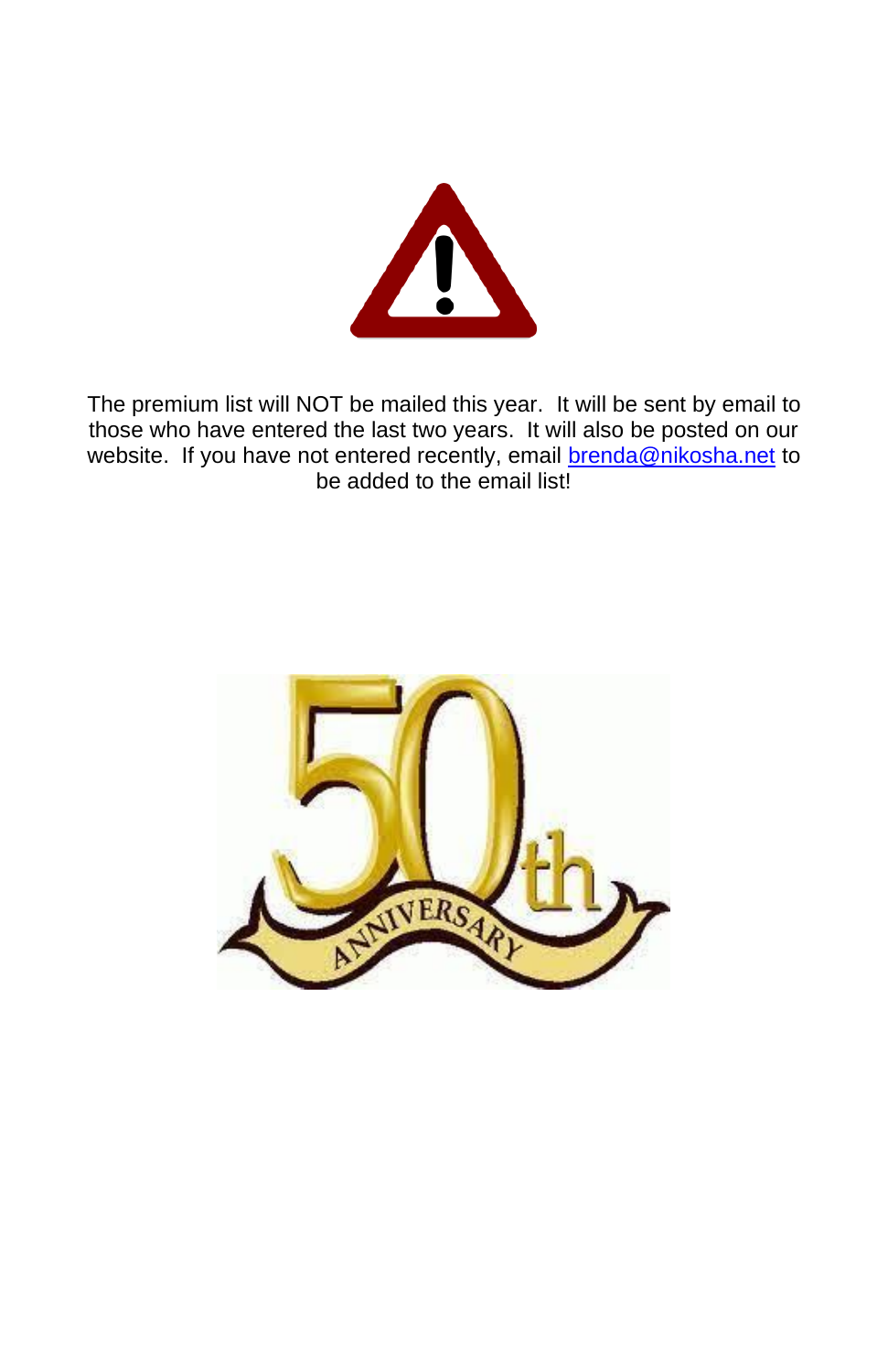The premium list will NOT be mailed this year. It will be sent by email to those who have entered the last two years. It will also be posted on our website. If you have not entered recently, email [brenda@nikosha.net](mailto:brenda@nikosha.net) to be added to the email list!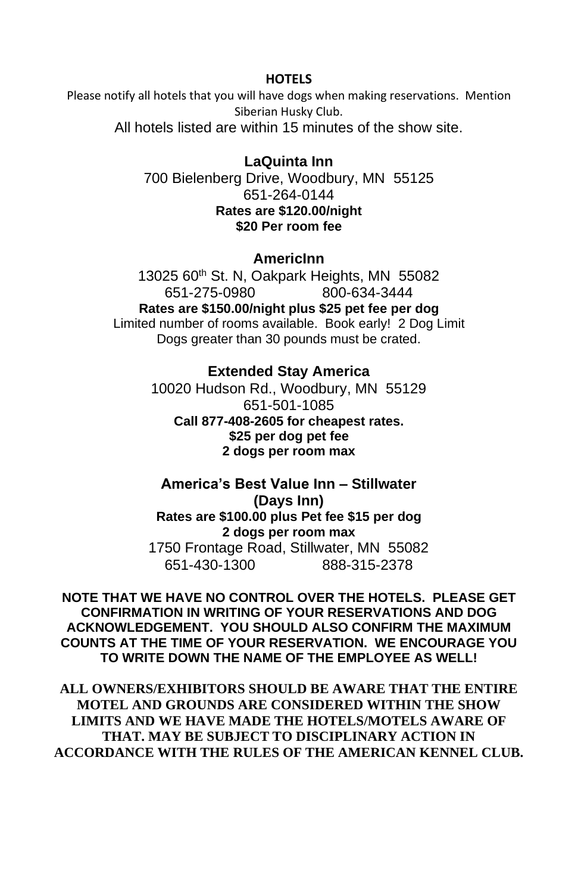## HOTELS

Please notify all hotels that you will have dogs when making reservations. Mention Siberian Husky Club.

All hotels listed are within 15 minutes of the show site.

### LaQuinta Inn

700 Bielenberg Drive, Woodbury, MN 55125
651-264-0144
**Rates are $120.00/night**
**$20 Per room fee**

### AmericInn

13025 60th St. N, Oakpark Heights, MN 55082
651-275-0980 800-634-3444
**Rates are $150.00/night plus $25 pet fee per dog**
Limited number of rooms available. Book early! 2 Dog Limit
Dogs greater than 30 pounds must be crated.

### Extended Stay America

10020 Hudson Rd., Woodbury, MN 55129
651-501-1085
**Call 877-408-2605 for cheapest rates.**
**$25 per dog pet fee**
**2 dogs per room max**

### America's Best Value Inn – Stillwater (Days Inn)

**Rates are $100.00 plus Pet fee $15 per dog**
**2 dogs per room max**
1750 Frontage Road, Stillwater, MN 55082
651-430-1300 888-315-2378

**NOTE THAT WE HAVE NO CONTROL OVER THE HOTELS. PLEASE GET CONFIRMATION IN WRITING OF YOUR RESERVATIONS AND DOG ACKNOWLEDGEMENT. YOU SHOULD ALSO CONFIRM THE MAXIMUM COUNTS AT THE TIME OF YOUR RESERVATION. WE ENCOURAGE YOU TO WRITE DOWN THE NAME OF THE EMPLOYEE AS WELL!**

**ALL OWNERS/EXHIBITORS SHOULD BE AWARE THAT THE ENTIRE MOTEL AND GROUNDS ARE CONSIDERED WITHIN THE SHOW LIMITS AND WE HAVE MADE THE HOTELS/MOTELS AWARE OF THAT. MAY BE SUBJECT TO DISCIPLINARY ACTION IN ACCORDANCE WITH THE RULES OF THE AMERICAN KENNEL CLUB.**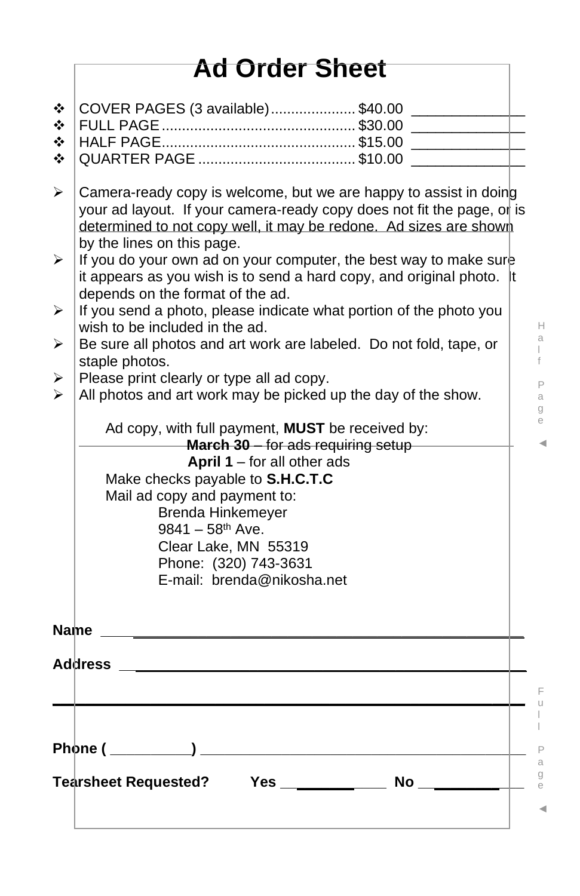# Ad Order Sheet

- COVER PAGES (3 available).................... $40.00 ______________
- FULL PAGE............................................... $30.00 ______________
- HALF PAGE............................................... $15.00 ______________
- QUARTER PAGE ...................................... $10.00 ______________

- Camera-ready copy is welcome, but we are happy to assist in doing your ad layout. If your camera-ready copy does not fit the page, or is determined to not copy well, it may be redone. Ad sizes are shown by the lines on this page.
- If you do your own ad on your computer, the best way to make sure it appears as you wish is to send a hard copy, and original photo. It depends on the format of the ad.
- If you send a photo, please indicate what portion of the photo you wish to be included in the ad.
- Be sure all photos and art work are labeled. Do not fold, tape, or staple photos.
- Please print clearly or type all ad copy.
- All photos and art work may be picked up the day of the show.

Ad copy, with full payment, **MUST** be received by:

**March 30** – for ads requiring setup

**April 1** – for all other ads

Make checks payable to **S.H.C.T.C**

Mail ad copy and payment to:

Brenda Hinkemeyer
9841 – 58th Ave.
Clear Lake, MN 55319
Phone: (320) 743-3631
E-mail: brenda@nikosha.net

Half Page ◄

**Name** ______________________________________________

**Address** ____________________________________________

______________________________________________________

**Phone (** __________ **)** ____________________________________

**Tearsheet Requested?** **Yes** ____________ **No** ____________

Full Page ◄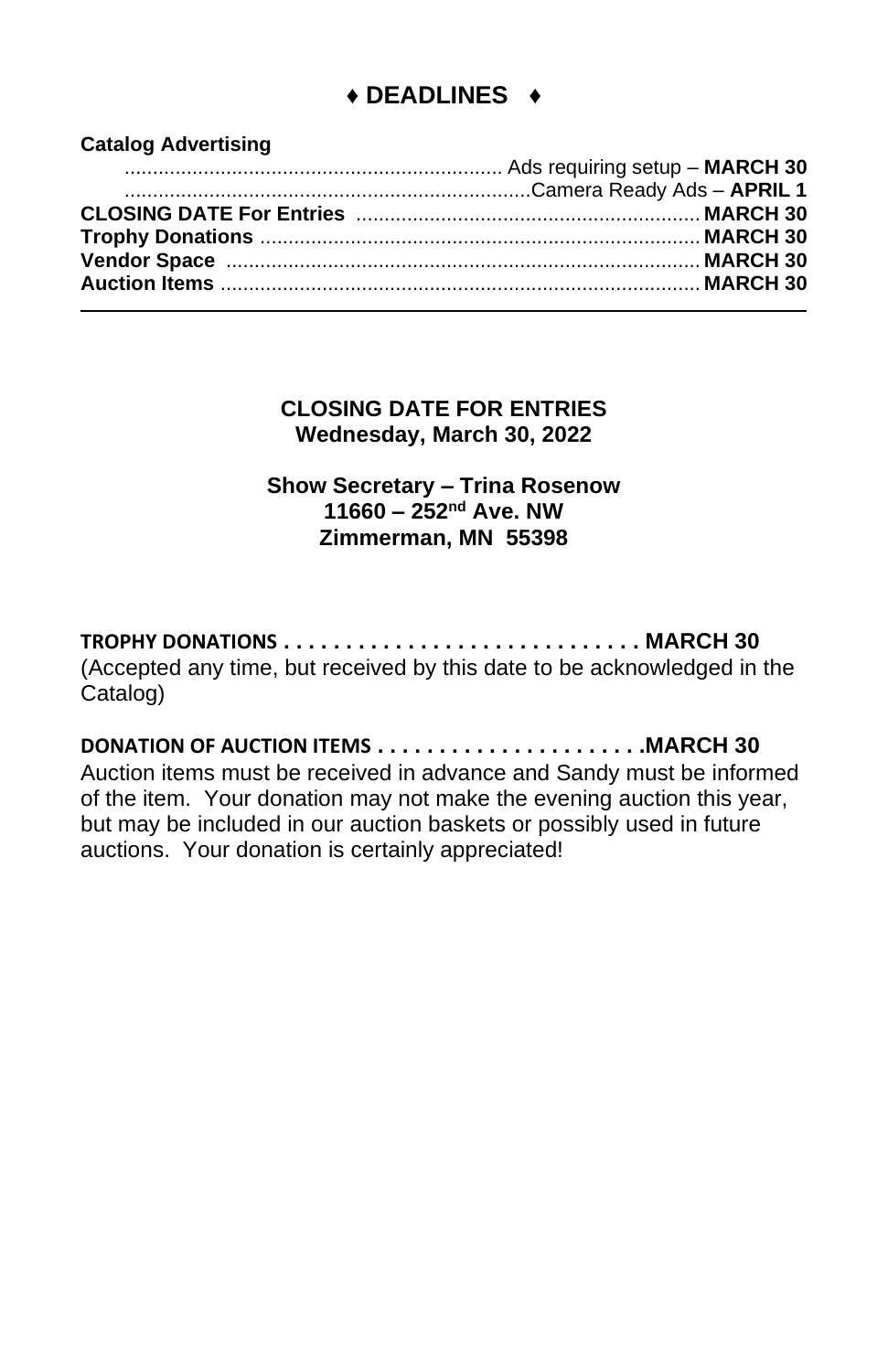## ♦ DEADLINES ♦

**Catalog Advertising**

| | |
|---|---|
| Ads requiring setup | **MARCH 30** |
| Camera Ready Ads | **APRIL 1** |
| **CLOSING DATE For Entries** | **MARCH 30** |
| **Trophy Donations** | **MARCH 30** |
| **Vendor Space** | **MARCH 30** |
| **Auction Items** | **MARCH 30** |

---

**CLOSING DATE FOR ENTRIES**
**Wednesday, March 30, 2022**

**Show Secretary – Trina Rosenow**
**11660 – 252nd Ave. NW**
**Zimmerman, MN 55398**

**TROPHY DONATIONS . . . . . . . . . . . . . . . . . . . . . . . . . . . . . MARCH 30**
(Accepted any time, but received by this date to be acknowledged in the Catalog)

**DONATION OF AUCTION ITEMS . . . . . . . . . . . . . . . . . . . . . .MARCH 30**
Auction items must be received in advance and Sandy must be informed of the item. Your donation may not make the evening auction this year, but may be included in our auction baskets or possibly used in future auctions. Your donation is certainly appreciated!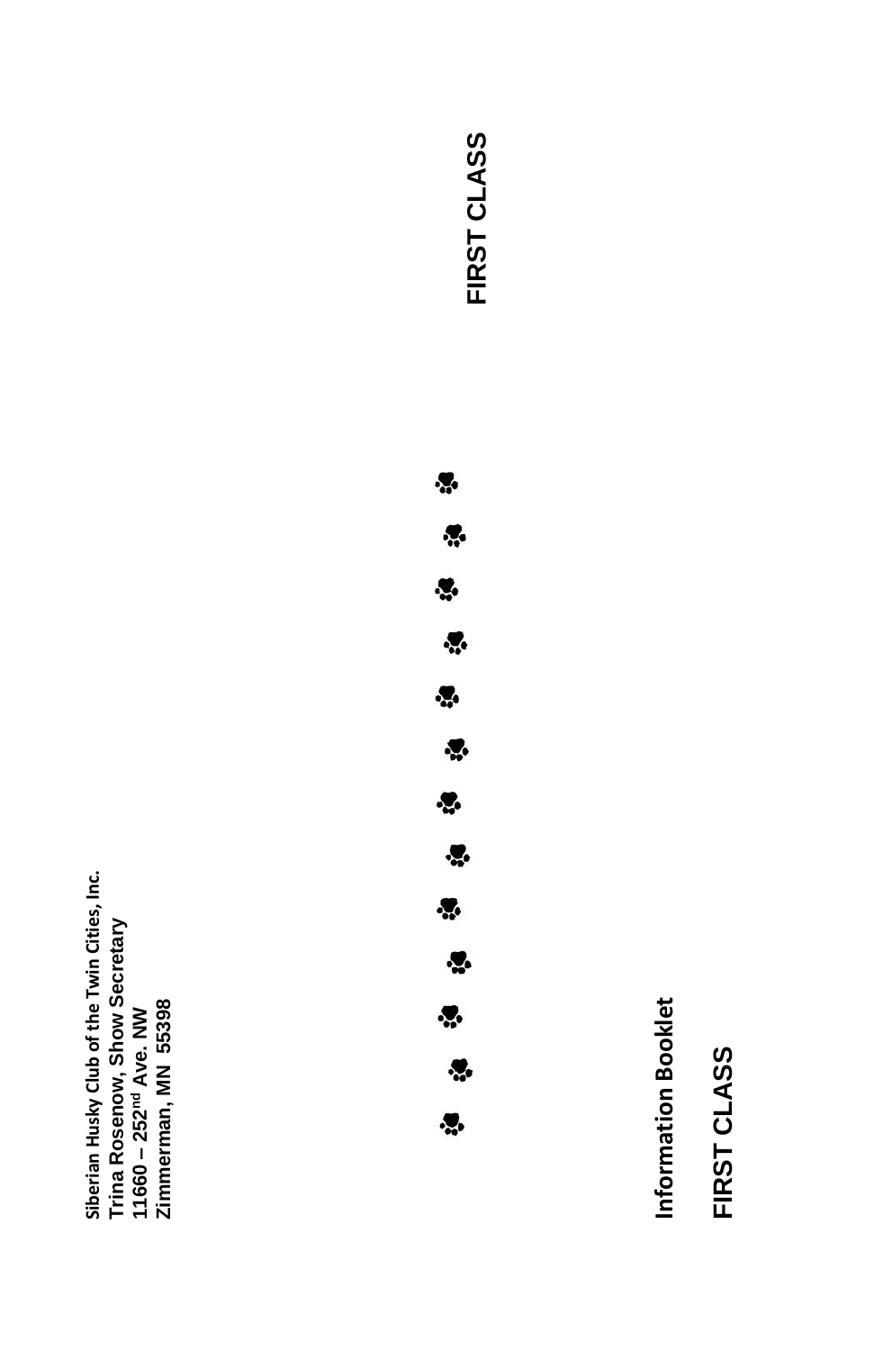Siberian Husky Club of the Twin Cities, Inc.
Trina Rosenow, Show Secretary
11660 – 252nd Ave. NW
Zimmerman, MN 55398

FIRST CLASS

Information Booklet

FIRST CLASS